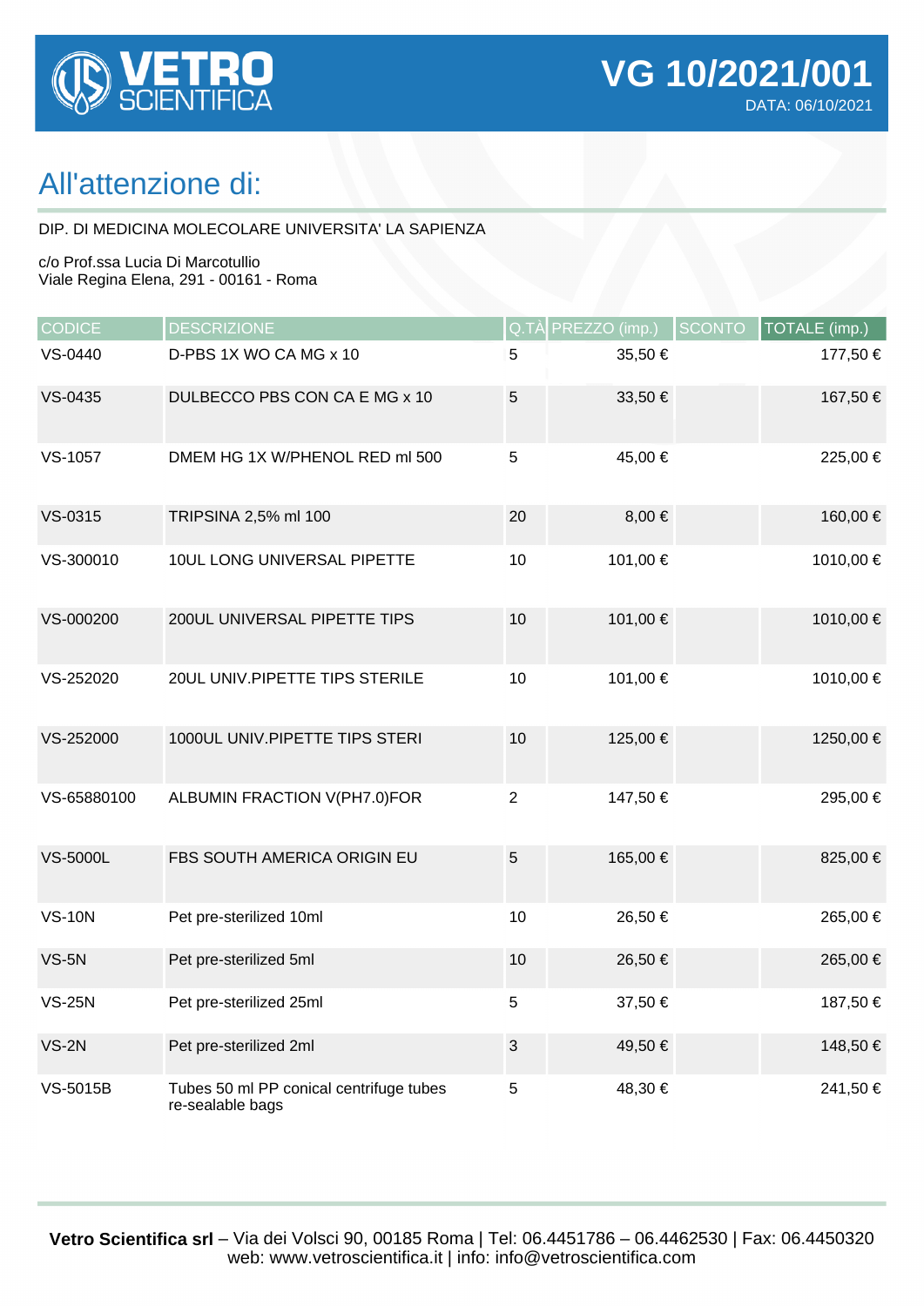**VETRO SCIENTIFICA**

# VG 10/2021/001

DATA: 06/10/2021

## All'attenzione di:

DIP. DI MEDICINA MOLECOLARE UNIVERSITA' LA SAPIENZA

c/o Prof.ssa Lucia Di Marcotullio
Viale Regina Elena, 291 - 00161 - Roma

| CODICE | DESCRIZIONE | Q.TÀ | PREZZO (imp.) | SCONTO | TOTALE (imp.) |
|---|---|---|---|---|---|
| VS-0440 | D-PBS 1X WO CA MG x 10 | 5 | 35,50 € | | 177,50 € |
| VS-0435 | DULBECCO PBS CON CA E MG x 10 | 5 | 33,50 € | | 167,50 € |
| VS-1057 | DMEM HG 1X W/PHENOL RED ml 500 | 5 | 45,00 € | | 225,00 € |
| VS-0315 | TRIPSINA 2,5% ml 100 | 20 | 8,00 € | | 160,00 € |
| VS-300010 | 10UL LONG UNIVERSAL PIPETTE | 10 | 101,00 € | | 1010,00 € |
| VS-000200 | 200UL UNIVERSAL PIPETTE TIPS | 10 | 101,00 € | | 1010,00 € |
| VS-252020 | 20UL UNIV.PIPETTE TIPS STERILE | 10 | 101,00 € | | 1010,00 € |
| VS-252000 | 1000UL UNIV.PIPETTE TIPS STERI | 10 | 125,00 € | | 1250,00 € |
| VS-65880100 | ALBUMIN FRACTION V(PH7.0)FOR | 2 | 147,50 € | | 295,00 € |
| VS-5000L | FBS SOUTH AMERICA ORIGIN EU | 5 | 165,00 € | | 825,00 € |
| VS-10N | Pet pre-sterilized 10ml | 10 | 26,50 € | | 265,00 € |
| VS-5N | Pet pre-sterilized 5ml | 10 | 26,50 € | | 265,00 € |
| VS-25N | Pet pre-sterilized 25ml | 5 | 37,50 € | | 187,50 € |
| VS-2N | Pet pre-sterilized 2ml | 3 | 49,50 € | | 148,50 € |
| VS-5015B | Tubes 50 ml PP conical centrifuge tubes re-sealable bags | 5 | 48,30 € | | 241,50 € |

**Vetro Scientifica srl** – Via dei Volsci 90, 00185 Roma | Tel: 06.4451786 – 06.4462530 | Fax: 06.4450320
web: www.vetroscientifica.it | info: info@vetroscientifica.com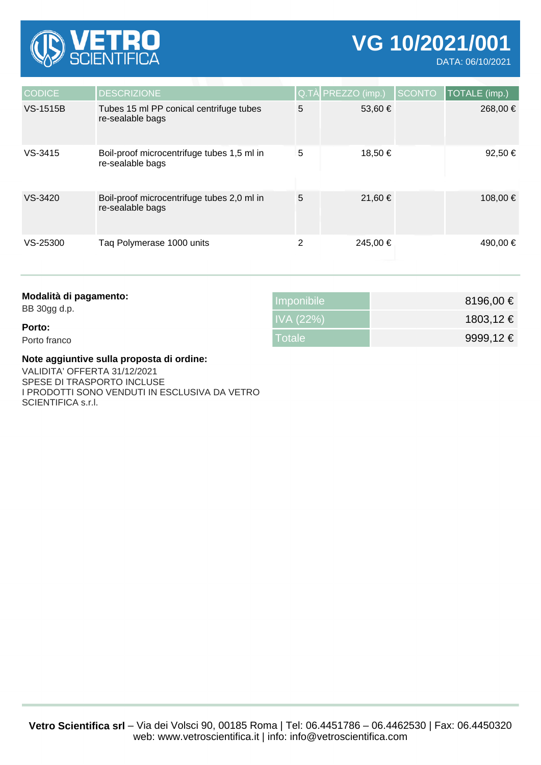# VETRO SCIENTIFICA

## VG 10/2021/001

DATA: 06/10/2021

| CODICE | DESCRIZIONE | Q.TÀ | PREZZO (imp.) | SCONTO | TOTALE (imp.) |
|---|---|---|---|---|---|
| VS-1515B | Tubes 15 ml PP conical centrifuge tubes re-sealable bags | 5 | 53,60 € | | 268,00 € |
| VS-3415 | Boil-proof microcentrifuge tubes 1,5 ml in re-sealable bags | 5 | 18,50 € | | 92,50 € |
| VS-3420 | Boil-proof microcentrifuge tubes 2,0 ml in re-sealable bags | 5 | 21,60 € | | 108,00 € |
| VS-25300 | Taq Polymerase 1000 units | 2 | 245,00 € | | 490,00 € |

**Modalità di pagamento:**
BB 30gg d.p.

**Porto:**
Porto franco

| | |
|---|---|
| Imponibile | 8196,00 € |
| IVA (22%) | 1803,12 € |
| Totale | 9999,12 € |

**Note aggiuntive sulla proposta di ordine:**
VALIDITA' OFFERTA 31/12/2021
SPESE DI TRASPORTO INCLUSE
I PRODOTTI SONO VENDUTI IN ESCLUSIVA DA VETRO SCIENTIFICA s.r.l.

**Vetro Scientifica srl** – Via dei Volsci 90, 00185 Roma | Tel: 06.4451786 – 06.4462530 | Fax: 06.4450320
web: www.vetroscientifica.it | info: info@vetroscientifica.com